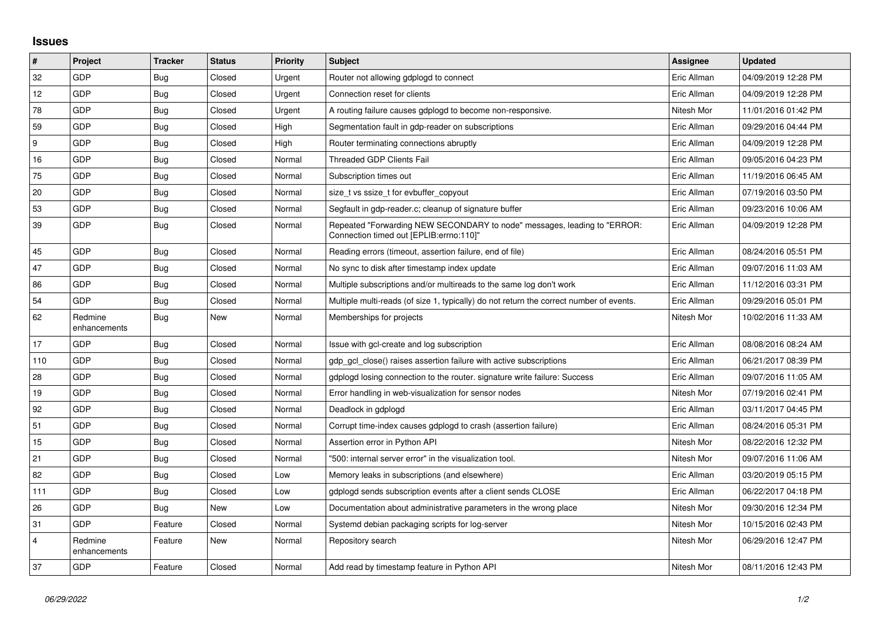# Issues

| # | Project | Tracker | Status | Priority | Subject | Assignee | Updated |
|---|---|---|---|---|---|---|---|
| 32 | GDP | Bug | Closed | Urgent | Router not allowing gdplogd to connect | Eric Allman | 04/09/2019 12:28 PM |
| 12 | GDP | Bug | Closed | Urgent | Connection reset for clients | Eric Allman | 04/09/2019 12:28 PM |
| 78 | GDP | Bug | Closed | Urgent | A routing failure causes gdplogd to become non-responsive. | Nitesh Mor | 11/01/2016 01:42 PM |
| 59 | GDP | Bug | Closed | High | Segmentation fault in gdp-reader on subscriptions | Eric Allman | 09/29/2016 04:44 PM |
| 9 | GDP | Bug | Closed | High | Router terminating connections abruptly | Eric Allman | 04/09/2019 12:28 PM |
| 16 | GDP | Bug | Closed | Normal | Threaded GDP Clients Fail | Eric Allman | 09/05/2016 04:23 PM |
| 75 | GDP | Bug | Closed | Normal | Subscription times out | Eric Allman | 11/19/2016 06:45 AM |
| 20 | GDP | Bug | Closed | Normal | size_t vs ssize_t for evbuffer_copyout | Eric Allman | 07/19/2016 03:50 PM |
| 53 | GDP | Bug | Closed | Normal | Segfault in gdp-reader.c; cleanup of signature buffer | Eric Allman | 09/23/2016 10:06 AM |
| 39 | GDP | Bug | Closed | Normal | Repeated "Forwarding NEW SECONDARY to node" messages, leading to "ERROR: Connection timed out [EPLIB:errno:110]" | Eric Allman | 04/09/2019 12:28 PM |
| 45 | GDP | Bug | Closed | Normal | Reading errors (timeout, assertion failure, end of file) | Eric Allman | 08/24/2016 05:51 PM |
| 47 | GDP | Bug | Closed | Normal | No sync to disk after timestamp index update | Eric Allman | 09/07/2016 11:03 AM |
| 86 | GDP | Bug | Closed | Normal | Multiple subscriptions and/or multireads to the same log don't work | Eric Allman | 11/12/2016 03:31 PM |
| 54 | GDP | Bug | Closed | Normal | Multiple multi-reads (of size 1, typically) do not return the correct number of events. | Eric Allman | 09/29/2016 05:01 PM |
| 62 | Redmine enhancements | Bug | New | Normal | Memberships for projects | Nitesh Mor | 10/02/2016 11:33 AM |
| 17 | GDP | Bug | Closed | Normal | Issue with gcl-create and log subscription | Eric Allman | 08/08/2016 08:24 AM |
| 110 | GDP | Bug | Closed | Normal | gdp_gcl_close() raises assertion failure with active subscriptions | Eric Allman | 06/21/2017 08:39 PM |
| 28 | GDP | Bug | Closed | Normal | gdplogd losing connection to the router. signature write failure: Success | Eric Allman | 09/07/2016 11:05 AM |
| 19 | GDP | Bug | Closed | Normal | Error handling in web-visualization for sensor nodes | Nitesh Mor | 07/19/2016 02:41 PM |
| 92 | GDP | Bug | Closed | Normal | Deadlock in gdplogd | Eric Allman | 03/11/2017 04:45 PM |
| 51 | GDP | Bug | Closed | Normal | Corrupt time-index causes gdplogd to crash (assertion failure) | Eric Allman | 08/24/2016 05:31 PM |
| 15 | GDP | Bug | Closed | Normal | Assertion error in Python API | Nitesh Mor | 08/22/2016 12:32 PM |
| 21 | GDP | Bug | Closed | Normal | "500: internal server error" in the visualization tool. | Nitesh Mor | 09/07/2016 11:06 AM |
| 82 | GDP | Bug | Closed | Low | Memory leaks in subscriptions (and elsewhere) | Eric Allman | 03/20/2019 05:15 PM |
| 111 | GDP | Bug | Closed | Low | gdplogd sends subscription events after a client sends CLOSE | Eric Allman | 06/22/2017 04:18 PM |
| 26 | GDP | Bug | New | Low | Documentation about administrative parameters in the wrong place | Nitesh Mor | 09/30/2016 12:34 PM |
| 31 | GDP | Feature | Closed | Normal | Systemd debian packaging scripts for log-server | Nitesh Mor | 10/15/2016 02:43 PM |
| 4 | Redmine enhancements | Feature | New | Normal | Repository search | Nitesh Mor | 06/29/2016 12:47 PM |
| 37 | GDP | Feature | Closed | Normal | Add read by timestamp feature in Python API | Nitesh Mor | 08/11/2016 12:43 PM |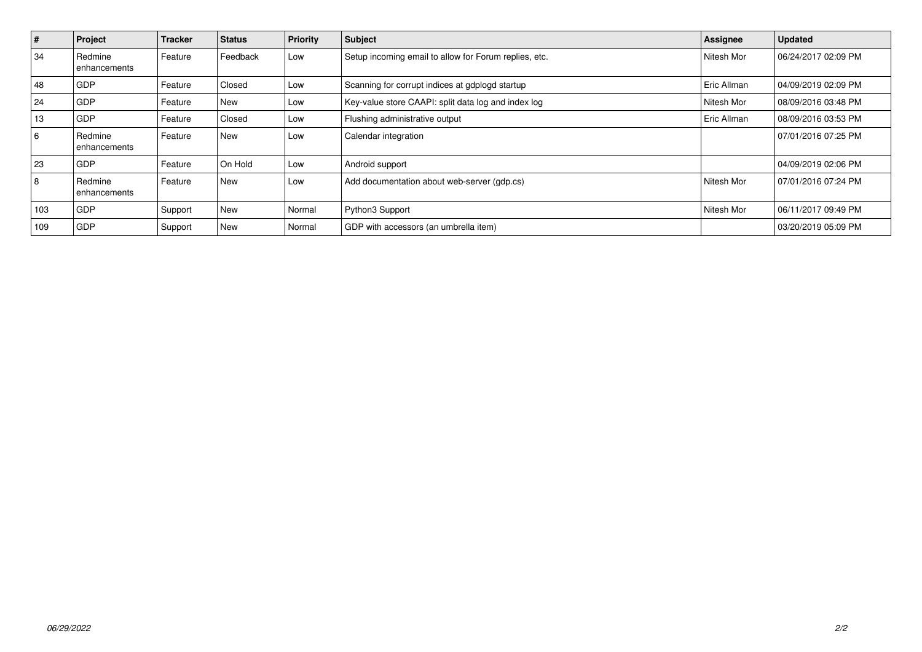| # | Project | Tracker | Status | Priority | Subject | Assignee | Updated |
|---|---|---|---|---|---|---|---|
| 34 | Redmine enhancements | Feature | Feedback | Low | Setup incoming email to allow for Forum replies, etc. | Nitesh Mor | 06/24/2017 02:09 PM |
| 48 | GDP | Feature | Closed | Low | Scanning for corrupt indices at gdplogd startup | Eric Allman | 04/09/2019 02:09 PM |
| 24 | GDP | Feature | New | Low | Key-value store CAAPI: split data log and index log | Nitesh Mor | 08/09/2016 03:48 PM |
| 13 | GDP | Feature | Closed | Low | Flushing administrative output | Eric Allman | 08/09/2016 03:53 PM |
| 6 | Redmine enhancements | Feature | New | Low | Calendar integration | | 07/01/2016 07:25 PM |
| 23 | GDP | Feature | On Hold | Low | Android support | | 04/09/2019 02:06 PM |
| 8 | Redmine enhancements | Feature | New | Low | Add documentation about web-server (gdp.cs) | Nitesh Mor | 07/01/2016 07:24 PM |
| 103 | GDP | Support | New | Normal | Python3 Support | Nitesh Mor | 06/11/2017 09:49 PM |
| 109 | GDP | Support | New | Normal | GDP with accessors (an umbrella item) | | 03/20/2019 05:09 PM |